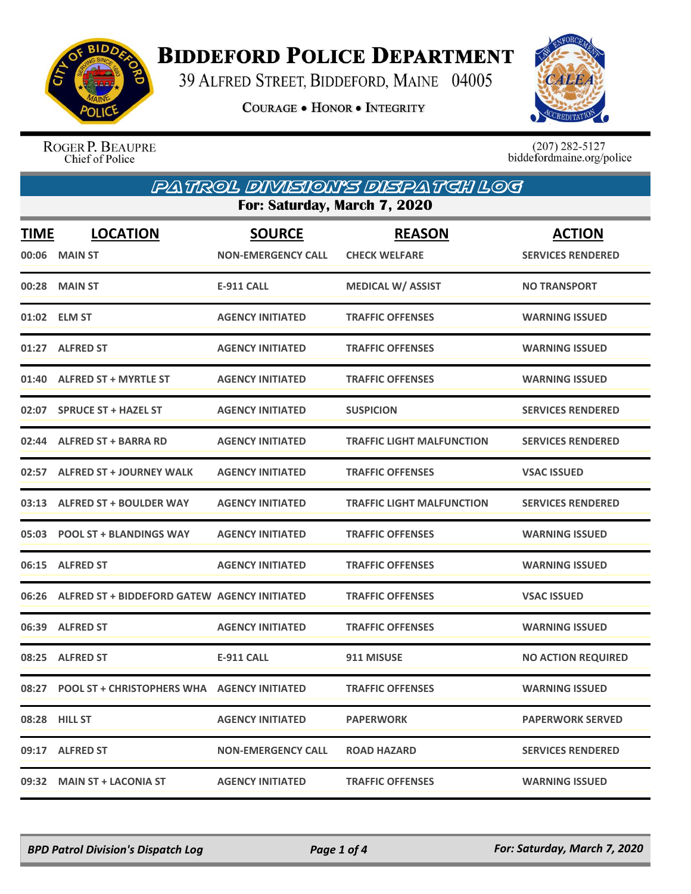# Biddeford Police Department

39 Alfred Street, Biddeford, Maine 04005

Courage • Honor • Integrity

Roger P. Beaupre
Chief of Police

(207) 282-5127
biddefordmaine.org/police

## Patrol Division's Dispatch Log

**For: Saturday, March 7, 2020**

| TIME | LOCATION | SOURCE | REASON | ACTION |
|---|---|---|---|---|
| 00:06 | MAIN ST | NON-EMERGENCY CALL | CHECK WELFARE | SERVICES RENDERED |
| 00:28 | MAIN ST | E-911 CALL | MEDICAL W/ ASSIST | NO TRANSPORT |
| 01:02 | ELM ST | AGENCY INITIATED | TRAFFIC OFFENSES | WARNING ISSUED |
| 01:27 | ALFRED ST | AGENCY INITIATED | TRAFFIC OFFENSES | WARNING ISSUED |
| 01:40 | ALFRED ST + MYRTLE ST | AGENCY INITIATED | TRAFFIC OFFENSES | WARNING ISSUED |
| 02:07 | SPRUCE ST + HAZEL ST | AGENCY INITIATED | SUSPICION | SERVICES RENDERED |
| 02:44 | ALFRED ST + BARRA RD | AGENCY INITIATED | TRAFFIC LIGHT MALFUNCTION | SERVICES RENDERED |
| 02:57 | ALFRED ST + JOURNEY WALK | AGENCY INITIATED | TRAFFIC OFFENSES | VSAC ISSUED |
| 03:13 | ALFRED ST + BOULDER WAY | AGENCY INITIATED | TRAFFIC LIGHT MALFUNCTION | SERVICES RENDERED |
| 05:03 | POOL ST + BLANDINGS WAY | AGENCY INITIATED | TRAFFIC OFFENSES | WARNING ISSUED |
| 06:15 | ALFRED ST | AGENCY INITIATED | TRAFFIC OFFENSES | WARNING ISSUED |
| 06:26 | ALFRED ST + BIDDEFORD GATEW | AGENCY INITIATED | TRAFFIC OFFENSES | VSAC ISSUED |
| 06:39 | ALFRED ST | AGENCY INITIATED | TRAFFIC OFFENSES | WARNING ISSUED |
| 08:25 | ALFRED ST | E-911 CALL | 911 MISUSE | NO ACTION REQUIRED |
| 08:27 | POOL ST + CHRISTOPHERS WHA | AGENCY INITIATED | TRAFFIC OFFENSES | WARNING ISSUED |
| 08:28 | HILL ST | AGENCY INITIATED | PAPERWORK | PAPERWORK SERVED |
| 09:17 | ALFRED ST | NON-EMERGENCY CALL | ROAD HAZARD | SERVICES RENDERED |
| 09:32 | MAIN ST + LACONIA ST | AGENCY INITIATED | TRAFFIC OFFENSES | WARNING ISSUED |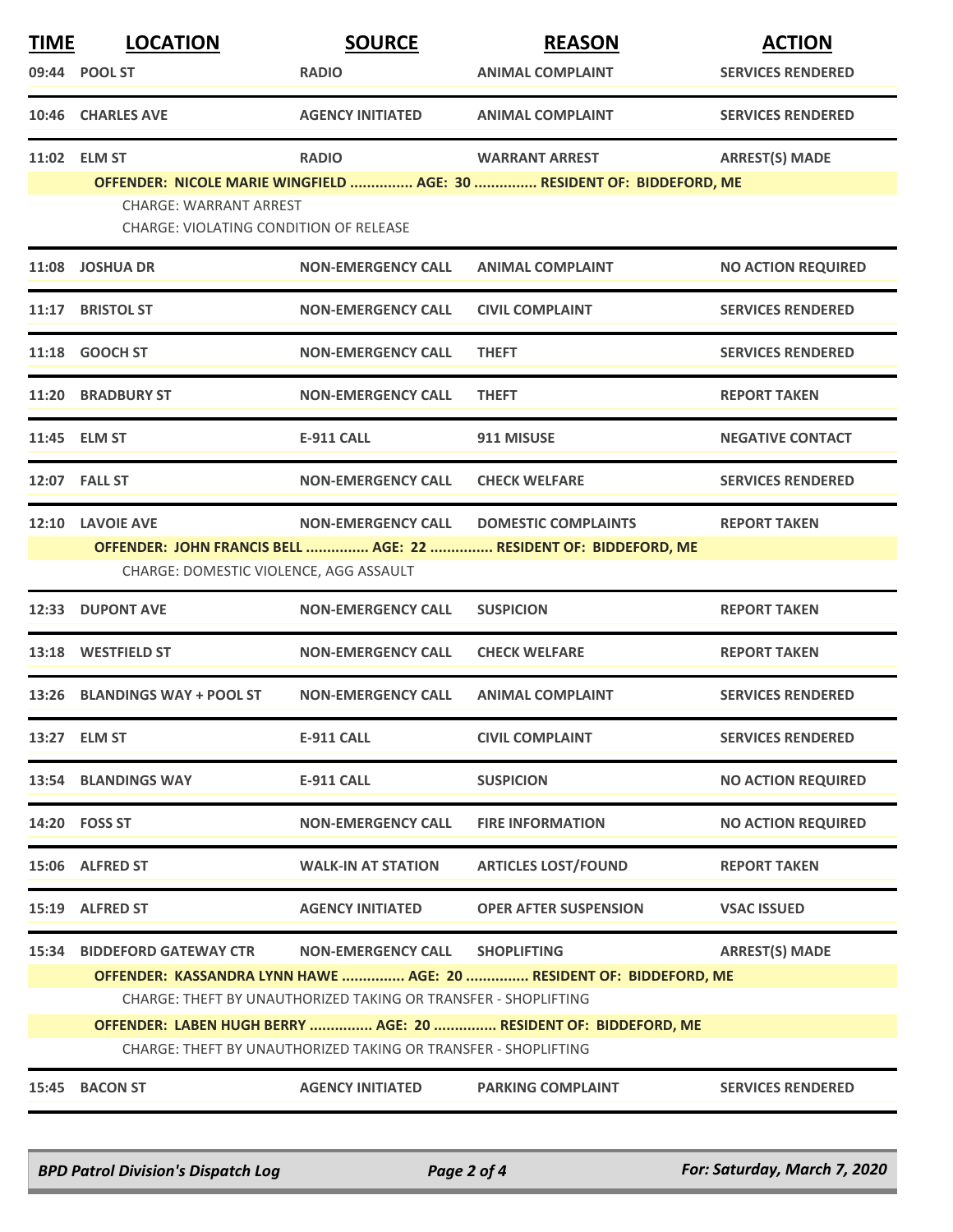| TIME | LOCATION | SOURCE | REASON | ACTION |
|---|---|---|---|---|
| 09:44 | POOL ST | RADIO | ANIMAL COMPLAINT | SERVICES RENDERED |
| 10:46 | CHARLES AVE | AGENCY INITIATED | ANIMAL COMPLAINT | SERVICES RENDERED |
| 11:02 | ELM ST | RADIO | WARRANT ARREST | ARREST(S) MADE |
| | OFFENDER: NICOLE MARIE WINGFIELD ............... AGE: 30 ............... RESIDENT OF: BIDDEFORD, ME | | | |
| | CHARGE: WARRANT ARREST | | | |
| | CHARGE: VIOLATING CONDITION OF RELEASE | | | |
| 11:08 | JOSHUA DR | NON-EMERGENCY CALL | ANIMAL COMPLAINT | NO ACTION REQUIRED |
| 11:17 | BRISTOL ST | NON-EMERGENCY CALL | CIVIL COMPLAINT | SERVICES RENDERED |
| 11:18 | GOOCH ST | NON-EMERGENCY CALL | THEFT | SERVICES RENDERED |
| 11:20 | BRADBURY ST | NON-EMERGENCY CALL | THEFT | REPORT TAKEN |
| 11:45 | ELM ST | E-911 CALL | 911 MISUSE | NEGATIVE CONTACT |
| 12:07 | FALL ST | NON-EMERGENCY CALL | CHECK WELFARE | SERVICES RENDERED |
| 12:10 | LAVOIE AVE | NON-EMERGENCY CALL | DOMESTIC COMPLAINTS | REPORT TAKEN |
| | OFFENDER: JOHN FRANCIS BELL ............... AGE: 22 ............... RESIDENT OF: BIDDEFORD, ME | | | |
| | CHARGE: DOMESTIC VIOLENCE, AGG ASSAULT | | | |
| 12:33 | DUPONT AVE | NON-EMERGENCY CALL | SUSPICION | REPORT TAKEN |
| 13:18 | WESTFIELD ST | NON-EMERGENCY CALL | CHECK WELFARE | REPORT TAKEN |
| 13:26 | BLANDINGS WAY + POOL ST | NON-EMERGENCY CALL | ANIMAL COMPLAINT | SERVICES RENDERED |
| 13:27 | ELM ST | E-911 CALL | CIVIL COMPLAINT | SERVICES RENDERED |
| 13:54 | BLANDINGS WAY | E-911 CALL | SUSPICION | NO ACTION REQUIRED |
| 14:20 | FOSS ST | NON-EMERGENCY CALL | FIRE INFORMATION | NO ACTION REQUIRED |
| 15:06 | ALFRED ST | WALK-IN AT STATION | ARTICLES LOST/FOUND | REPORT TAKEN |
| 15:19 | ALFRED ST | AGENCY INITIATED | OPER AFTER SUSPENSION | VSAC ISSUED |
| 15:34 | BIDDEFORD GATEWAY CTR | NON-EMERGENCY CALL | SHOPLIFTING | ARREST(S) MADE |
| | OFFENDER: KASSANDRA LYNN HAWE ............... AGE: 20 ............... RESIDENT OF: BIDDEFORD, ME | | | |
| | CHARGE: THEFT BY UNAUTHORIZED TAKING OR TRANSFER - SHOPLIFTING | | | |
| | OFFENDER: LABEN HUGH BERRY ............... AGE: 20 ............... RESIDENT OF: BIDDEFORD, ME | | | |
| | CHARGE: THEFT BY UNAUTHORIZED TAKING OR TRANSFER - SHOPLIFTING | | | |
| 15:45 | BACON ST | AGENCY INITIATED | PARKING COMPLAINT | SERVICES RENDERED |

*BPD Patrol Division's Dispatch Log* — *For: Saturday, March 7, 2020*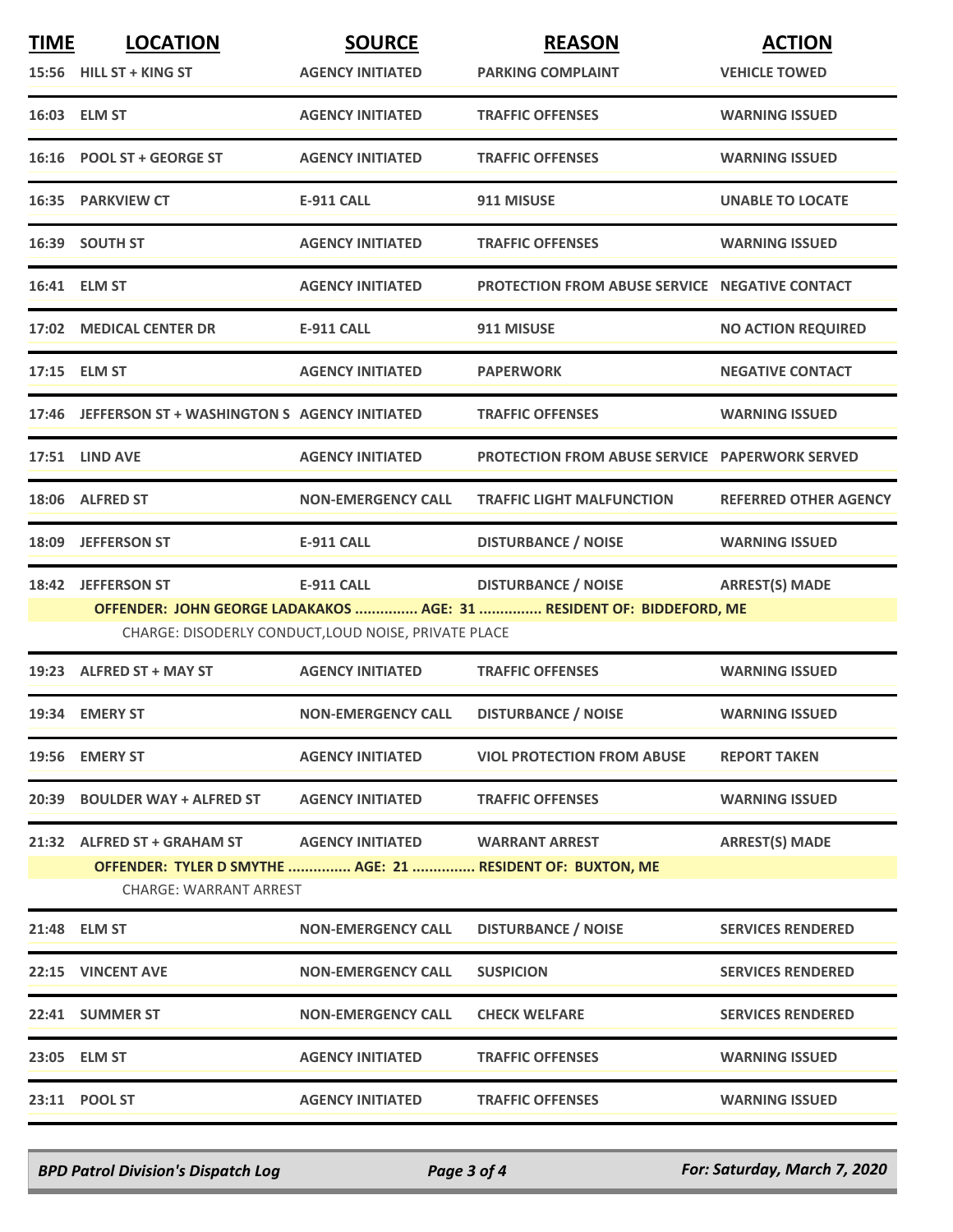| TIME | LOCATION | SOURCE | REASON | ACTION |
|---|---|---|---|---|
| 15:56 | HILL ST + KING ST | AGENCY INITIATED | PARKING COMPLAINT | VEHICLE TOWED |
| 16:03 | ELM ST | AGENCY INITIATED | TRAFFIC OFFENSES | WARNING ISSUED |
| 16:16 | POOL ST + GEORGE ST | AGENCY INITIATED | TRAFFIC OFFENSES | WARNING ISSUED |
| 16:35 | PARKVIEW CT | E-911 CALL | 911 MISUSE | UNABLE TO LOCATE |
| 16:39 | SOUTH ST | AGENCY INITIATED | TRAFFIC OFFENSES | WARNING ISSUED |
| 16:41 | ELM ST | AGENCY INITIATED | PROTECTION FROM ABUSE SERVICE | NEGATIVE CONTACT |
| 17:02 | MEDICAL CENTER DR | E-911 CALL | 911 MISUSE | NO ACTION REQUIRED |
| 17:15 | ELM ST | AGENCY INITIATED | PAPERWORK | NEGATIVE CONTACT |
| 17:46 | JEFFERSON ST + WASHINGTON S | AGENCY INITIATED | TRAFFIC OFFENSES | WARNING ISSUED |
| 17:51 | LIND AVE | AGENCY INITIATED | PROTECTION FROM ABUSE SERVICE | PAPERWORK SERVED |
| 18:06 | ALFRED ST | NON-EMERGENCY CALL | TRAFFIC LIGHT MALFUNCTION | REFERRED OTHER AGENCY |
| 18:09 | JEFFERSON ST | E-911 CALL | DISTURBANCE / NOISE | WARNING ISSUED |
| 18:42 | JEFFERSON ST | E-911 CALL | DISTURBANCE / NOISE | ARREST(S) MADE |
| | **OFFENDER: JOHN GEORGE LADAKAKOS ............... AGE: 31 ............... RESIDENT OF: BIDDEFORD, ME** | | | |
| | CHARGE: DISODERLY CONDUCT,LOUD NOISE, PRIVATE PLACE | | | |
| 19:23 | ALFRED ST + MAY ST | AGENCY INITIATED | TRAFFIC OFFENSES | WARNING ISSUED |
| 19:34 | EMERY ST | NON-EMERGENCY CALL | DISTURBANCE / NOISE | WARNING ISSUED |
| 19:56 | EMERY ST | AGENCY INITIATED | VIOL PROTECTION FROM ABUSE | REPORT TAKEN |
| 20:39 | BOULDER WAY + ALFRED ST | AGENCY INITIATED | TRAFFIC OFFENSES | WARNING ISSUED |
| 21:32 | ALFRED ST + GRAHAM ST | AGENCY INITIATED | WARRANT ARREST | ARREST(S) MADE |
| | **OFFENDER: TYLER D SMYTHE ............... AGE: 21 ............... RESIDENT OF: BUXTON, ME** | | | |
| | CHARGE: WARRANT ARREST | | | |
| 21:48 | ELM ST | NON-EMERGENCY CALL | DISTURBANCE / NOISE | SERVICES RENDERED |
| 22:15 | VINCENT AVE | NON-EMERGENCY CALL | SUSPICION | SERVICES RENDERED |
| 22:41 | SUMMER ST | NON-EMERGENCY CALL | CHECK WELFARE | SERVICES RENDERED |
| 23:05 | ELM ST | AGENCY INITIATED | TRAFFIC OFFENSES | WARNING ISSUED |
| 23:11 | POOL ST | AGENCY INITIATED | TRAFFIC OFFENSES | WARNING ISSUED |

*BPD Patrol Division's Dispatch Log* — *For: Saturday, March 7, 2020*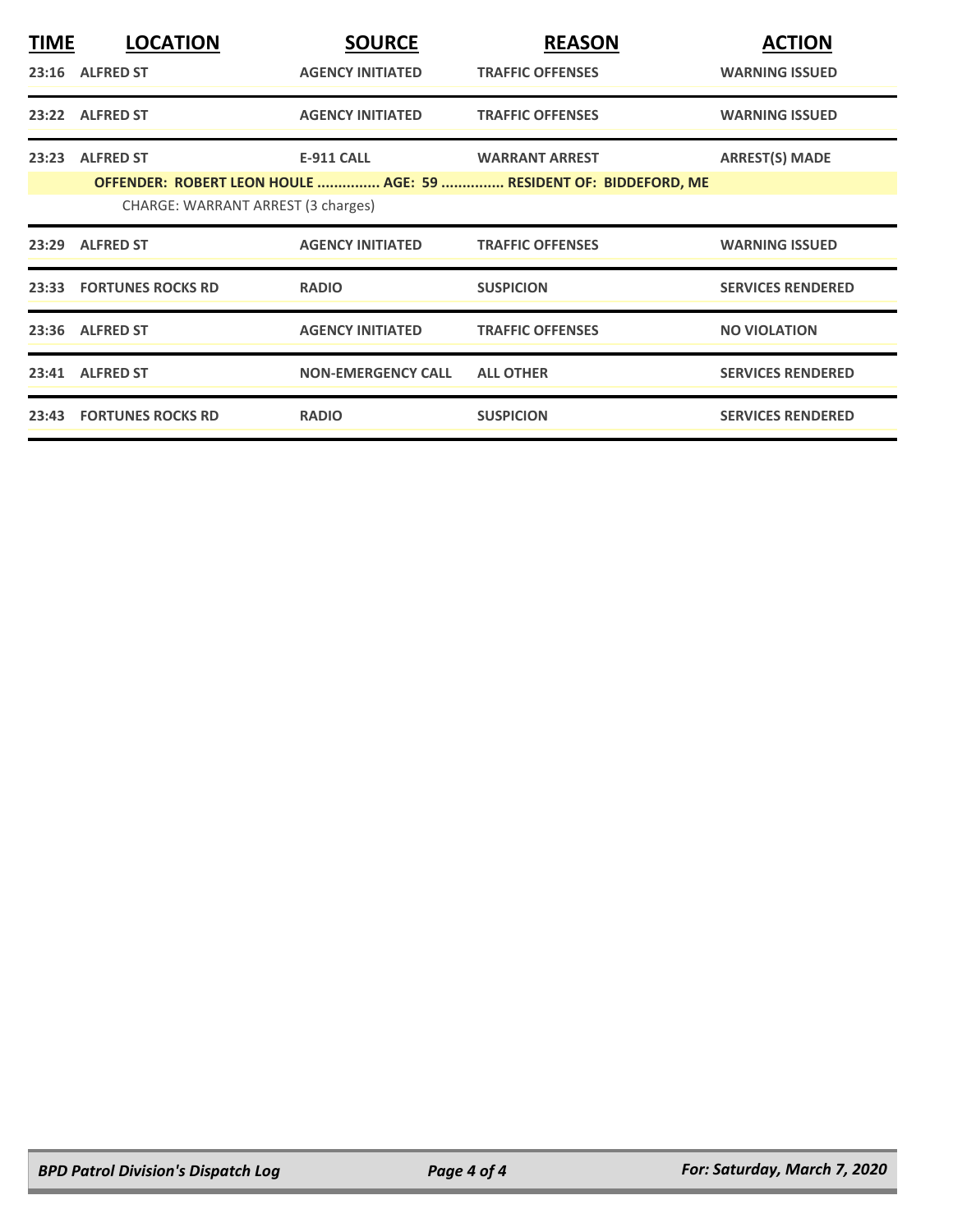| TIME | LOCATION | SOURCE | REASON | ACTION |
|---|---|---|---|---|
| 23:16 | ALFRED ST | AGENCY INITIATED | TRAFFIC OFFENSES | WARNING ISSUED |
| 23:22 | ALFRED ST | AGENCY INITIATED | TRAFFIC OFFENSES | WARNING ISSUED |
| 23:23 | ALFRED ST | E-911 CALL | WARRANT ARREST | ARREST(S) MADE |
| | OFFENDER: ROBERT LEON HOULE ............... AGE: 59 ............... RESIDENT OF: BIDDEFORD, ME | | | |
| | CHARGE: WARRANT ARREST (3 charges) | | | |
| 23:29 | ALFRED ST | AGENCY INITIATED | TRAFFIC OFFENSES | WARNING ISSUED |
| 23:33 | FORTUNES ROCKS RD | RADIO | SUSPICION | SERVICES RENDERED |
| 23:36 | ALFRED ST | AGENCY INITIATED | TRAFFIC OFFENSES | NO VIOLATION |
| 23:41 | ALFRED ST | NON-EMERGENCY CALL | ALL OTHER | SERVICES RENDERED |
| 23:43 | FORTUNES ROCKS RD | RADIO | SUSPICION | SERVICES RENDERED |